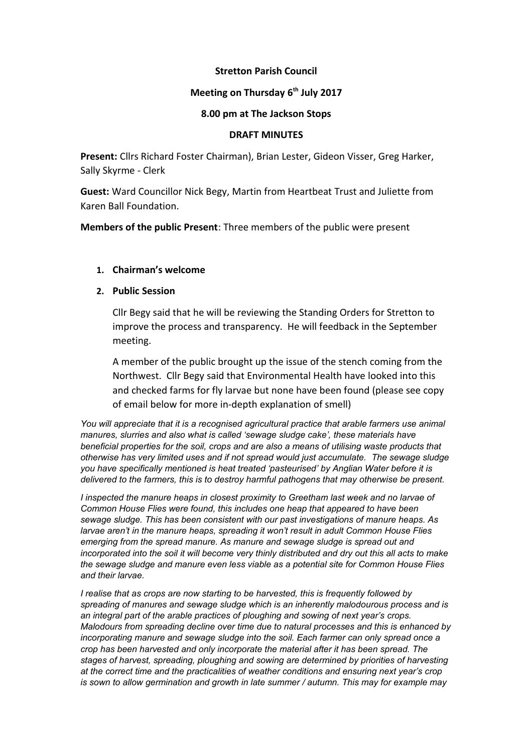**Stretton Parish Council**

**Meeting on Thursday 6th July 2017**

**8.00 pm at The Jackson Stops**

**DRAFT MINUTES**

**Present:** Cllrs Richard Foster Chairman), Brian Lester, Gideon Visser, Greg Harker, Sally Skyrme - Clerk

**Guest:** Ward Councillor Nick Begy, Martin from Heartbeat Trust and Juliette from Karen Ball Foundation.

**Members of the public Present**: Three members of the public were present

1. **Chairman's welcome**
2. **Public Session**

   Cllr Begy said that he will be reviewing the Standing Orders for Stretton to improve the process and transparency. He will feedback in the September meeting.

   A member of the public brought up the issue of the stench coming from the Northwest. Cllr Begy said that Environmental Health have looked into this and checked farms for fly larvae but none have been found (please see copy of email below for more in-depth explanation of smell)

*You will appreciate that it is a recognised agricultural practice that arable farmers use animal manures, slurries and also what is called 'sewage sludge cake', these materials have beneficial properties for the soil, crops and are also a means of utilising waste products that otherwise has very limited uses and if not spread would just accumulate. The sewage sludge you have specifically mentioned is heat treated 'pasteurised' by Anglian Water before it is delivered to the farmers, this is to destroy harmful pathogens that may otherwise be present.*

*I inspected the manure heaps in closest proximity to Greetham last week and no larvae of Common House Flies were found, this includes one heap that appeared to have been sewage sludge. This has been consistent with our past investigations of manure heaps. As larvae aren't in the manure heaps, spreading it won't result in adult Common House Flies emerging from the spread manure. As manure and sewage sludge is spread out and incorporated into the soil it will become very thinly distributed and dry out this all acts to make the sewage sludge and manure even less viable as a potential site for Common House Flies and their larvae.*

*I realise that as crops are now starting to be harvested, this is frequently followed by spreading of manures and sewage sludge which is an inherently malodourous process and is an integral part of the arable practices of ploughing and sowing of next year's crops. Malodours from spreading decline over time due to natural processes and this is enhanced by incorporating manure and sewage sludge into the soil. Each farmer can only spread once a crop has been harvested and only incorporate the material after it has been spread. The stages of harvest, spreading, ploughing and sowing are determined by priorities of harvesting at the correct time and the practicalities of weather conditions and ensuring next year's crop is sown to allow germination and growth in late summer / autumn. This may for example may*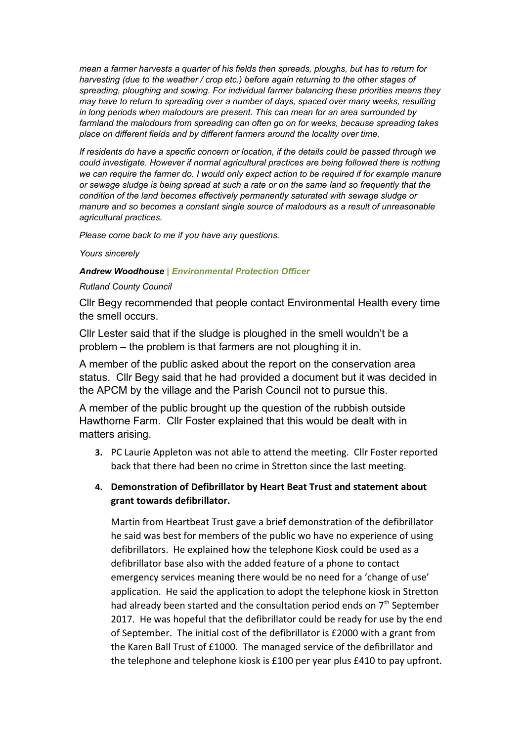*mean a farmer harvests a quarter of his fields then spreads, ploughs, but has to return for harvesting (due to the weather / crop etc.) before again returning to the other stages of spreading, ploughing and sowing. For individual farmer balancing these priorities means they may have to return to spreading over a number of days, spaced over many weeks, resulting in long periods when malodours are present. This can mean for an area surrounded by farmland the malodours from spreading can often go on for weeks, because spreading takes place on different fields and by different farmers around the locality over time.*

*If residents do have a specific concern or location, if the details could be passed through we could investigate. However if normal agricultural practices are being followed there is nothing we can require the farmer do. I would only expect action to be required if for example manure or sewage sludge is being spread at such a rate or on the same land so frequently that the condition of the land becomes effectively permanently saturated with sewage sludge or manure and so becomes a constant single source of malodours as a result of unreasonable agricultural practices.*

*Please come back to me if you have any questions.*

*Yours sincerely*

***Andrew Woodhouse** | **Environmental Protection Officer***

*Rutland County Council*

Cllr Begy recommended that people contact Environmental Health every time the smell occurs.

Cllr Lester said that if the sludge is ploughed in the smell wouldn't be a problem – the problem is that farmers are not ploughing it in.

A member of the public asked about the report on the conservation area status. Cllr Begy said that he had provided a document but it was decided in the APCM by the village and the Parish Council not to pursue this.

A member of the public brought up the question of the rubbish outside Hawthorne Farm. Cllr Foster explained that this would be dealt with in matters arising.

3. PC Laurie Appleton was not able to attend the meeting. Cllr Foster reported back that there had been no crime in Stretton since the last meeting.

4. **Demonstration of Defibrillator by Heart Beat Trust and statement about grant towards defibrillator.**

   Martin from Heartbeat Trust gave a brief demonstration of the defibrillator he said was best for members of the public wo have no experience of using defibrillators. He explained how the telephone Kiosk could be used as a defibrillator base also with the added feature of a phone to contact emergency services meaning there would be no need for a 'change of use' application. He said the application to adopt the telephone kiosk in Stretton had already been started and the consultation period ends on 7th September 2017. He was hopeful that the defibrillator could be ready for use by the end of September. The initial cost of the defibrillator is £2000 with a grant from the Karen Ball Trust of £1000. The managed service of the defibrillator and the telephone and telephone kiosk is £100 per year plus £410 to pay upfront.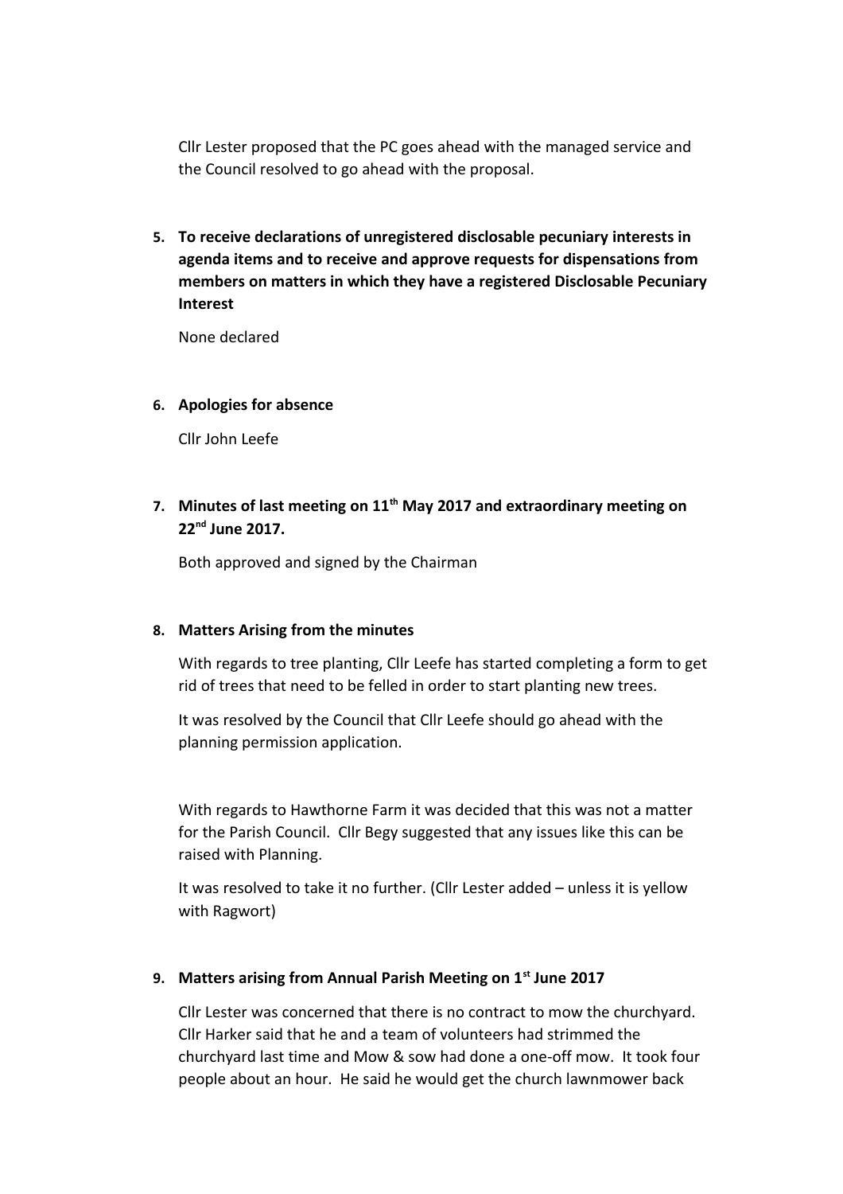Cllr Lester proposed that the PC goes ahead with the managed service and the Council resolved to go ahead with the proposal.

5. **To receive declarations of unregistered disclosable pecuniary interests in agenda items and to receive and approve requests for dispensations from members on matters in which they have a registered Disclosable Pecuniary Interest**

   None declared

6. **Apologies for absence**

   Cllr John Leefe

7. **Minutes of last meeting on 11th May 2017 and extraordinary meeting on 22nd June 2017.**

   Both approved and signed by the Chairman

8. **Matters Arising from the minutes**

   With regards to tree planting, Cllr Leefe has started completing a form to get rid of trees that need to be felled in order to start planting new trees.

   It was resolved by the Council that Cllr Leefe should go ahead with the planning permission application.

   With regards to Hawthorne Farm it was decided that this was not a matter for the Parish Council. Cllr Begy suggested that any issues like this can be raised with Planning.

   It was resolved to take it no further. (Cllr Lester added – unless it is yellow with Ragwort)

9. **Matters arising from Annual Parish Meeting on 1st June 2017**

   Cllr Lester was concerned that there is no contract to mow the churchyard. Cllr Harker said that he and a team of volunteers had strimmed the churchyard last time and Mow & sow had done a one-off mow. It took four people about an hour. He said he would get the church lawnmower back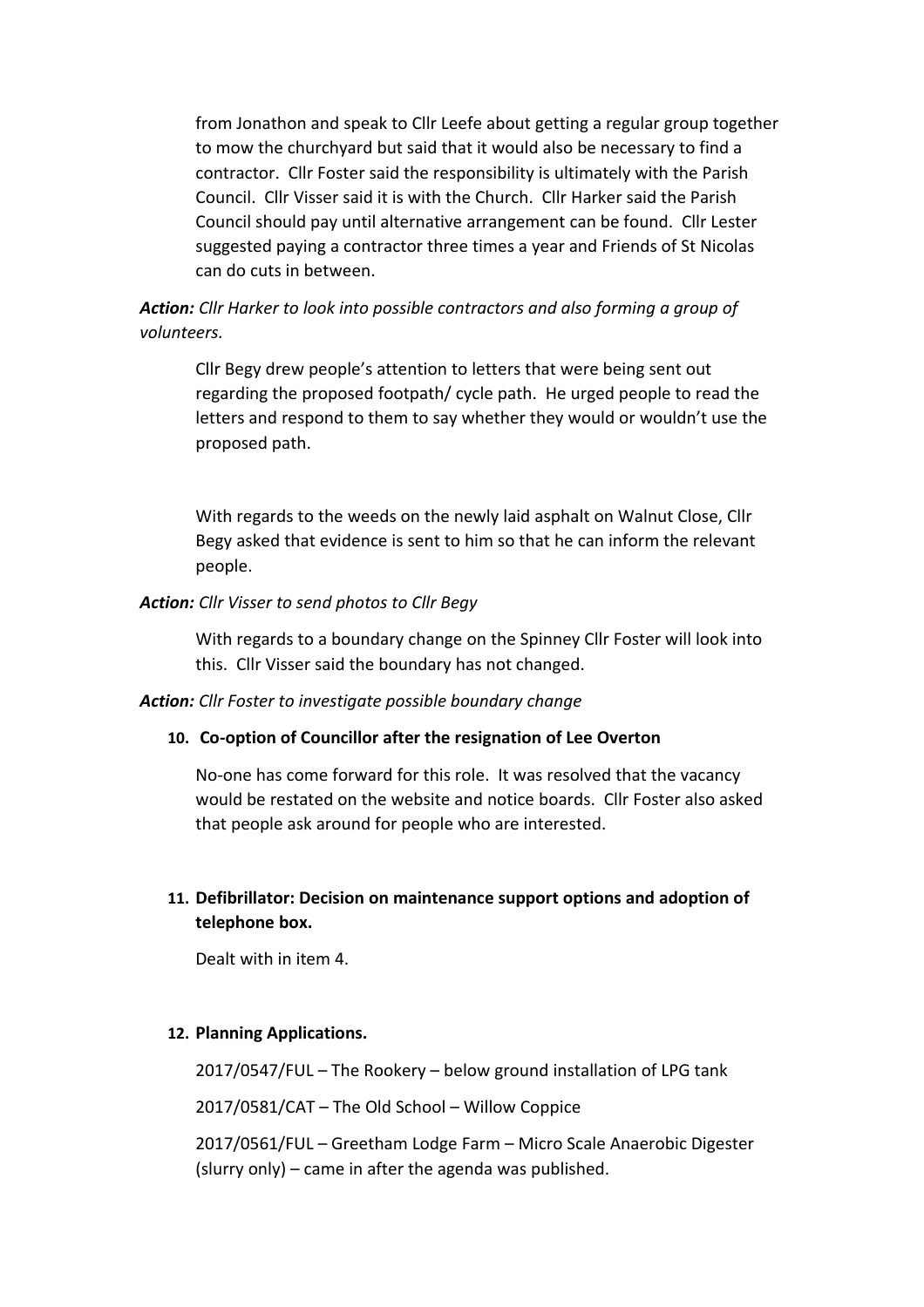from Jonathon and speak to Cllr Leefe about getting a regular group together to mow the churchyard but said that it would also be necessary to find a contractor. Cllr Foster said the responsibility is ultimately with the Parish Council. Cllr Visser said it is with the Church. Cllr Harker said the Parish Council should pay until alternative arrangement can be found. Cllr Lester suggested paying a contractor three times a year and Friends of St Nicolas can do cuts in between.

***Action:*** *Cllr Harker to look into possible contractors and also forming a group of volunteers.*

Cllr Begy drew people's attention to letters that were being sent out regarding the proposed footpath/ cycle path. He urged people to read the letters and respond to them to say whether they would or wouldn't use the proposed path.

With regards to the weeds on the newly laid asphalt on Walnut Close, Cllr Begy asked that evidence is sent to him so that he can inform the relevant people.

***Action:*** *Cllr Visser to send photos to Cllr Begy*

With regards to a boundary change on the Spinney Cllr Foster will look into this. Cllr Visser said the boundary has not changed.

***Action:*** *Cllr Foster to investigate possible boundary change*

**10. Co-option of Councillor after the resignation of Lee Overton**

No-one has come forward for this role. It was resolved that the vacancy would be restated on the website and notice boards. Cllr Foster also asked that people ask around for people who are interested.

**11. Defibrillator: Decision on maintenance support options and adoption of telephone box.**

Dealt with in item 4.

**12. Planning Applications.**

2017/0547/FUL – The Rookery – below ground installation of LPG tank

2017/0581/CAT – The Old School – Willow Coppice

2017/0561/FUL – Greetham Lodge Farm – Micro Scale Anaerobic Digester (slurry only) – came in after the agenda was published.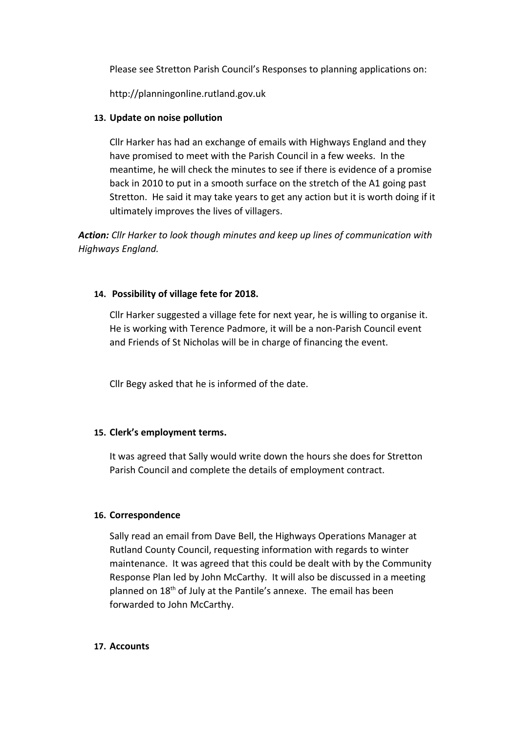Please see Stretton Parish Council's Responses to planning applications on:

http://planningonline.rutland.gov.uk

**13. Update on noise pollution**

Cllr Harker has had an exchange of emails with Highways England and they have promised to meet with the Parish Council in a few weeks. In the meantime, he will check the minutes to see if there is evidence of a promise back in 2010 to put in a smooth surface on the stretch of the A1 going past Stretton. He said it may take years to get any action but it is worth doing if it ultimately improves the lives of villagers.

***Action:*** *Cllr Harker to look though minutes and keep up lines of communication with Highways England.*

**14. Possibility of village fete for 2018.**

Cllr Harker suggested a village fete for next year, he is willing to organise it. He is working with Terence Padmore, it will be a non-Parish Council event and Friends of St Nicholas will be in charge of financing the event.

Cllr Begy asked that he is informed of the date.

**15. Clerk's employment terms.**

It was agreed that Sally would write down the hours she does for Stretton Parish Council and complete the details of employment contract.

**16. Correspondence**

Sally read an email from Dave Bell, the Highways Operations Manager at Rutland County Council, requesting information with regards to winter maintenance. It was agreed that this could be dealt with by the Community Response Plan led by John McCarthy. It will also be discussed in a meeting planned on 18th of July at the Pantile's annexe. The email has been forwarded to John McCarthy.

**17. Accounts**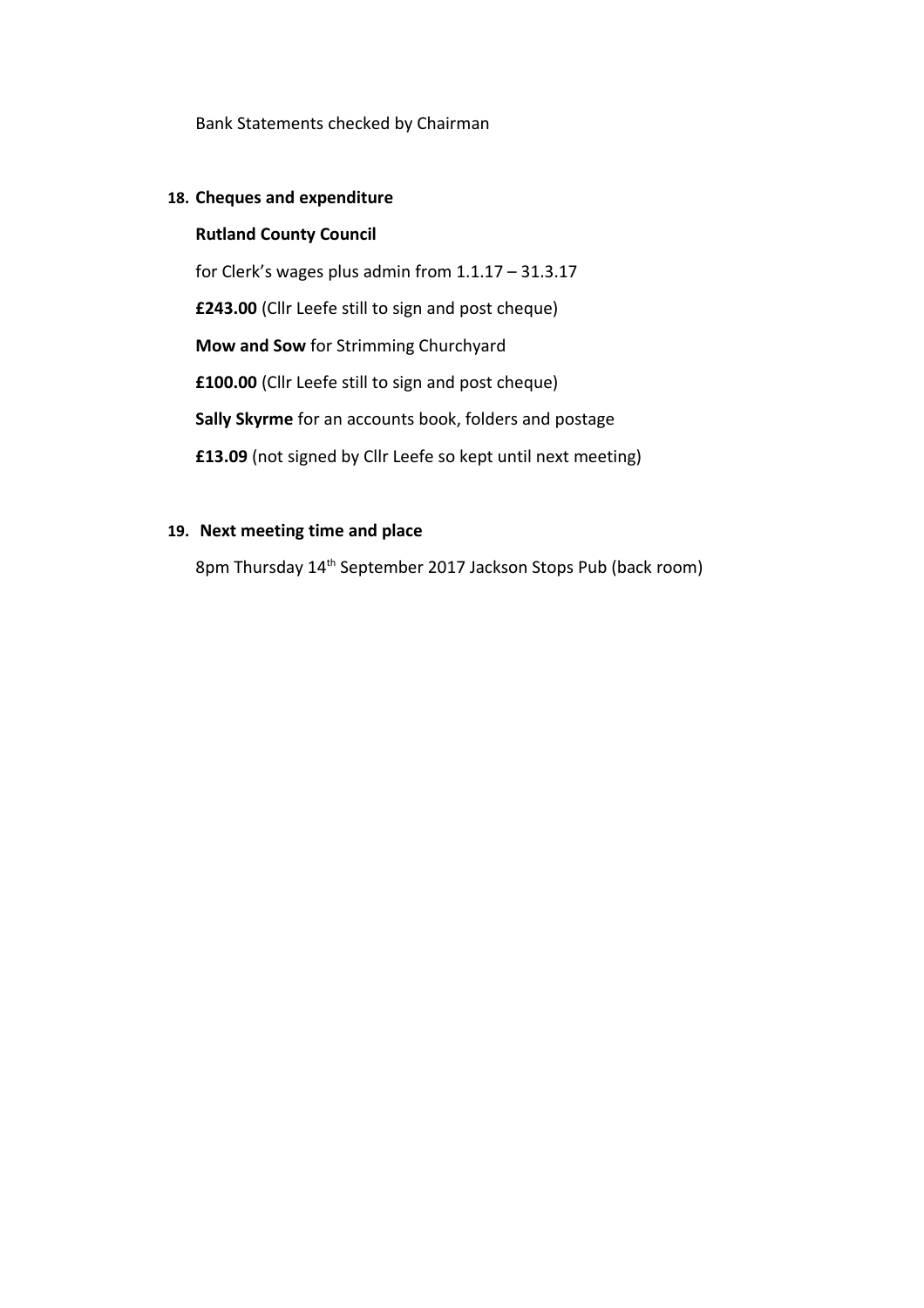Bank Statements checked by Chairman

**18. Cheques and expenditure**

**Rutland County Council**

for Clerk's wages plus admin from 1.1.17 – 31.3.17

**£243.00** (Cllr Leefe still to sign and post cheque)

**Mow and Sow** for Strimming Churchyard

**£100.00** (Cllr Leefe still to sign and post cheque)

**Sally Skyrme** for an accounts book, folders and postage

**£13.09** (not signed by Cllr Leefe so kept until next meeting)

**19. Next meeting time and place**

8pm Thursday 14th September 2017 Jackson Stops Pub (back room)